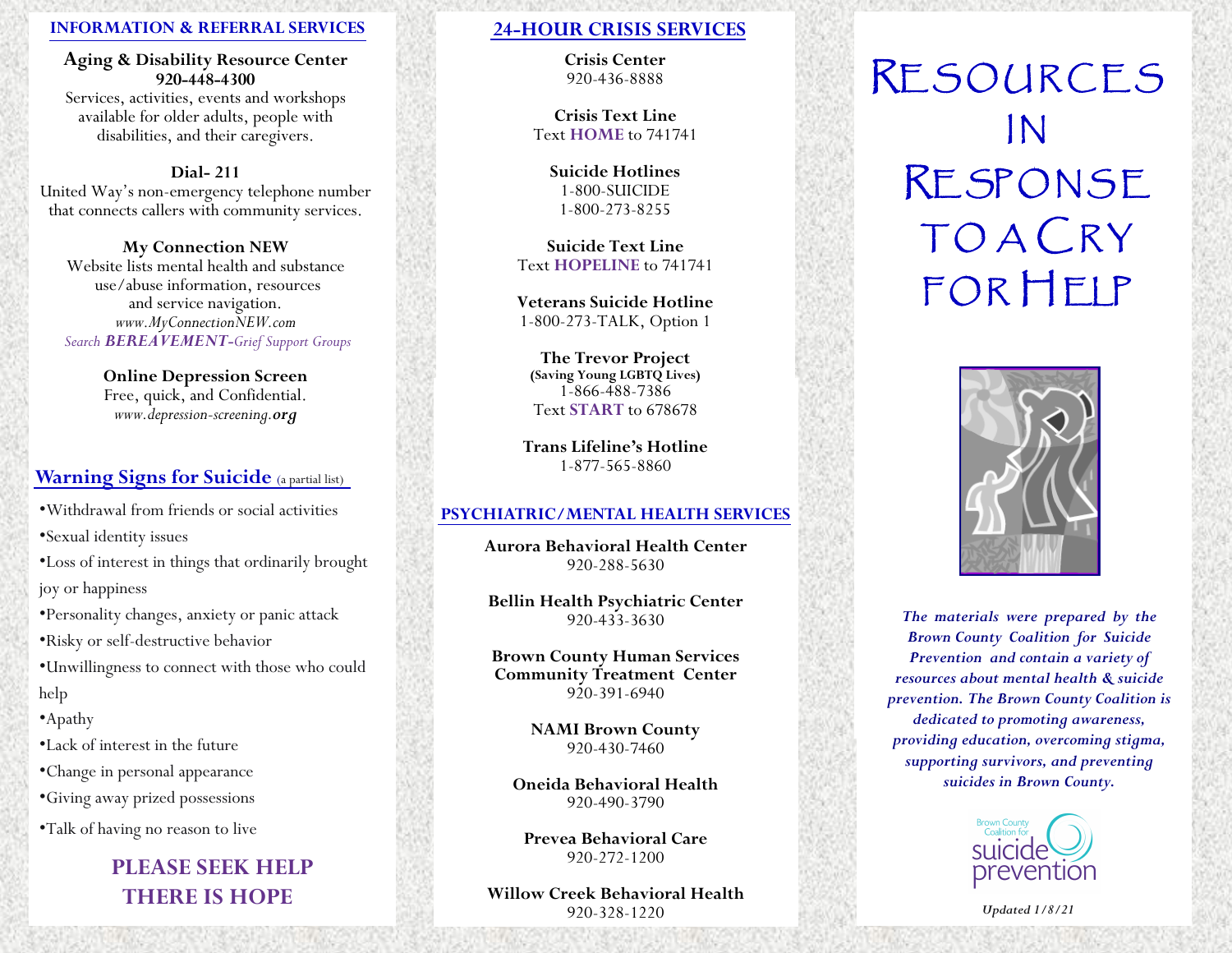## INFORMATION & REFERRAL SERVICES

**Aging & Disability Resource Center**
**920-448-4300**
Services, activities, events and workshops available for older adults, people with disabilities, and their caregivers.

**Dial- 211**
United Way's non-emergency telephone number that connects callers with community services.

**My Connection NEW**
Website lists mental health and substance use/abuse information, resources and service navigation.
*www.MyConnectionNEW.com*
*Search **BEREAVEMENT**-Grief Support Groups*

**Online Depression Screen**
Free, quick, and Confidential.
*www.depression-screening.org*

## Warning Signs for Suicide (a partial list)

- Withdrawal from friends or social activities
- Sexual identity issues
- Loss of interest in things that ordinarily brought joy or happiness
- Personality changes, anxiety or panic attack
- Risky or self-destructive behavior
- Unwillingness to connect with those who could help
- Apathy
- Lack of interest in the future
- Change in personal appearance
- Giving away prized possessions
- Talk of having no reason to live

**PLEASE SEEK HELP**
**THERE IS HOPE**

## 24-HOUR CRISIS SERVICES

**Crisis Center**
920-436-8888

**Crisis Text Line**
Text **HOME** to 741741

**Suicide Hotlines**
1-800-SUICIDE
1-800-273-8255

**Suicide Text Line**
Text **HOPELINE** to 741741

**Veterans Suicide Hotline**
1-800-273-TALK, Option 1

**The Trevor Project**
**(Saving Young LGBTQ Lives)**
1-866-488-7386
Text **START** to 678678

**Trans Lifeline's Hotline**
1-877-565-8860

## PSYCHIATRIC/MENTAL HEALTH SERVICES

**Aurora Behavioral Health Center**
920-288-5630

**Bellin Health Psychiatric Center**
920-433-3630

**Brown County Human Services Community Treatment Center**
920-391-6940

**NAMI Brown County**
920-430-7460

**Oneida Behavioral Health**
920-490-3790

**Prevea Behavioral Care**
920-272-1200

**Willow Creek Behavioral Health**
920-328-1220

# Resources in Response to a Cry for Help

***The materials were prepared by the Brown County Coalition for Suicide Prevention and contain a variety of resources about mental health & suicide prevention. The Brown County Coalition is dedicated to promoting awareness, providing education, overcoming stigma, supporting survivors, and preventing suicides in Brown County.***

Brown County Coalition for suicide prevention

*Updated 1/8/21*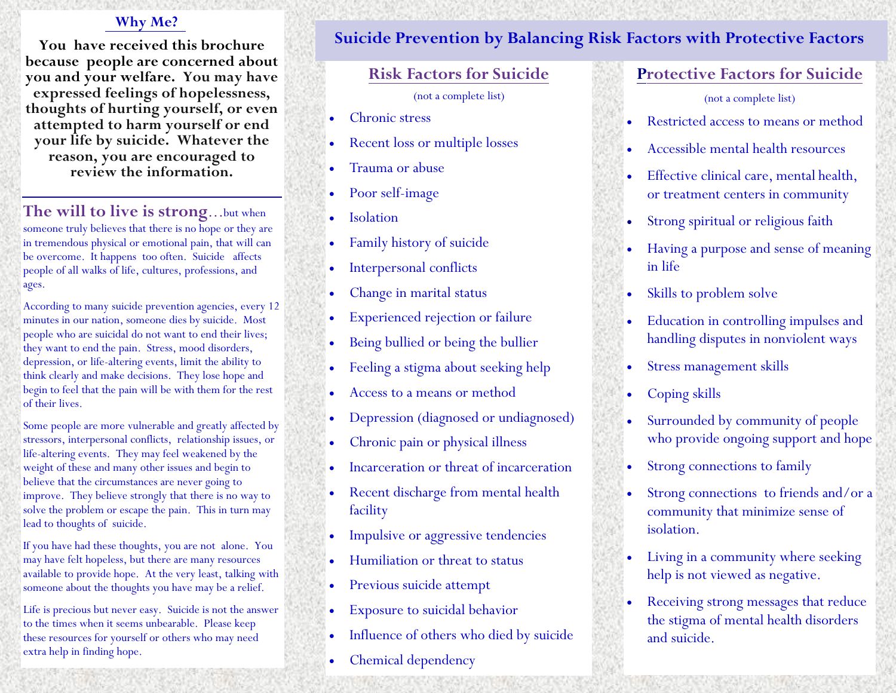## Why Me?

**You have received this brochure because people are concerned about you and your welfare. You may have expressed feelings of hopelessness, thoughts of hurting yourself, or even attempted to harm yourself or end your life by suicide. Whatever the reason, you are encouraged to review the information.**

**The will to live is strong**…but when someone truly believes that there is no hope or they are in tremendous physical or emotional pain, that will can be overcome. It happens too often. Suicide affects people of all walks of life, cultures, professions, and ages.

According to many suicide prevention agencies, every 12 minutes in our nation, someone dies by suicide. Most people who are suicidal do not want to end their lives; they want to end the pain. Stress, mood disorders, depression, or life-altering events, limit the ability to think clearly and make decisions. They lose hope and begin to feel that the pain will be with them for the rest of their lives.

Some people are more vulnerable and greatly affected by stressors, interpersonal conflicts, relationship issues, or life-altering events. They may feel weakened by the weight of these and many other issues and begin to believe that the circumstances are never going to improve. They believe strongly that there is no way to solve the problem or escape the pain. This in turn may lead to thoughts of suicide.

If you have had these thoughts, you are not alone. You may have felt hopeless, but there are many resources available to provide hope. At the very least, talking with someone about the thoughts you have may be a relief.

Life is precious but never easy. Suicide is not the answer to the times when it seems unbearable. Please keep these resources for yourself or others who may need extra help in finding hope.

# Suicide Prevention by Balancing Risk Factors with Protective Factors

## Risk Factors for Suicide

(not a complete list)

- Chronic stress
- Recent loss or multiple losses
- Trauma or abuse
- Poor self-image
- Isolation
- Family history of suicide
- Interpersonal conflicts
- Change in marital status
- Experienced rejection or failure
- Being bullied or being the bullier
- Feeling a stigma about seeking help
- Access to a means or method
- Depression (diagnosed or undiagnosed)
- Chronic pain or physical illness
- Incarceration or threat of incarceration
- Recent discharge from mental health facility
- Impulsive or aggressive tendencies
- Humiliation or threat to status
- Previous suicide attempt
- Exposure to suicidal behavior
- Influence of others who died by suicide
- Chemical dependency

## Protective Factors for Suicide

(not a complete list)

- Restricted access to means or method
- Accessible mental health resources
- Effective clinical care, mental health, or treatment centers in community
- Strong spiritual or religious faith
- Having a purpose and sense of meaning in life
- Skills to problem solve
- Education in controlling impulses and handling disputes in nonviolent ways
- Stress management skills
- Coping skills
- Surrounded by community of people who provide ongoing support and hope
- Strong connections to family
- Strong connections to friends and/or a community that minimize sense of isolation.
- Living in a community where seeking help is not viewed as negative.
- Receiving strong messages that reduce the stigma of mental health disorders and suicide.